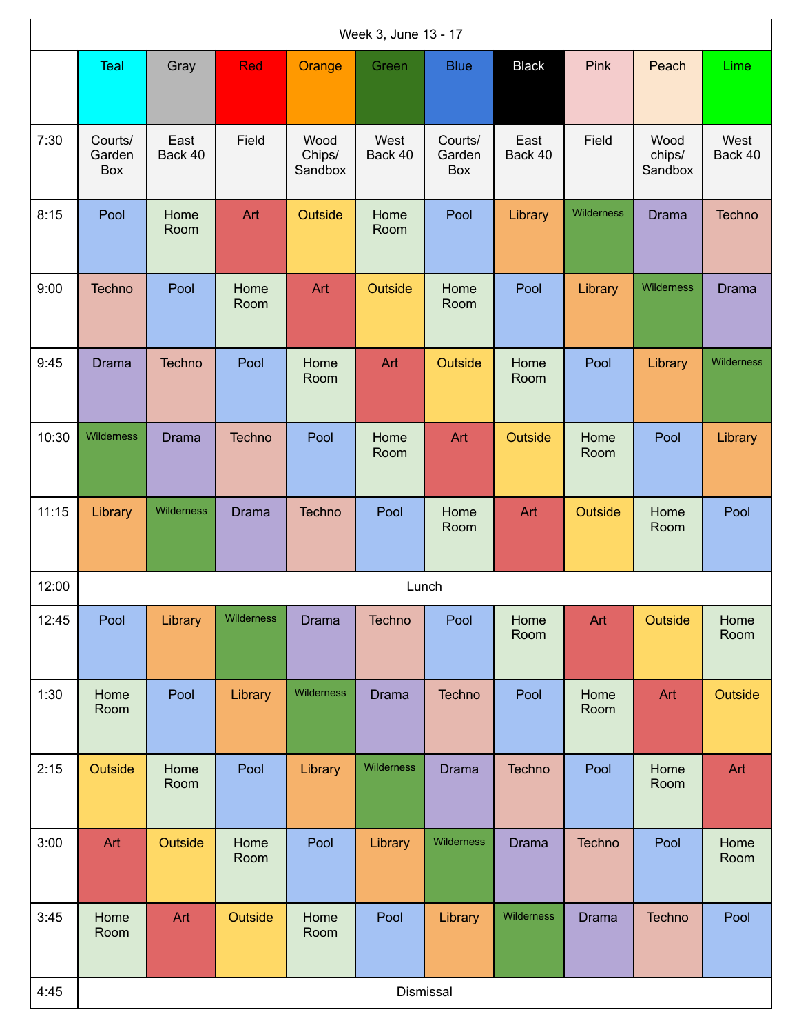| Week 3, June 13 - 17 | | | | | | | | | | |
|---|---|---|---|---|---|---|---|---|---|---|
| | Teal | Gray | Red | Orange | Green | Blue | Black | Pink | Peach | Lime |
| 7:30 | Courts/ Garden Box | East Back 40 | Field | Wood Chips/ Sandbox | West Back 40 | Courts/ Garden Box | East Back 40 | Field | Wood chips/ Sandbox | West Back 40 |
| 8:15 | Pool | Home Room | Art | Outside | Home Room | Pool | Library | Wilderness | Drama | Techno |
| 9:00 | Techno | Pool | Home Room | Art | Outside | Home Room | Pool | Library | Wilderness | Drama |
| 9:45 | Drama | Techno | Pool | Home Room | Art | Outside | Home Room | Pool | Library | Wilderness |
| 10:30 | Wilderness | Drama | Techno | Pool | Home Room | Art | Outside | Home Room | Pool | Library |
| 11:15 | Library | Wilderness | Drama | Techno | Pool | Home Room | Art | Outside | Home Room | Pool |
| 12:00 | Lunch | | | | | | | | | |
| 12:45 | Pool | Library | Wilderness | Drama | Techno | Pool | Home Room | Art | Outside | Home Room |
| 1:30 | Home Room | Pool | Library | Wilderness | Drama | Techno | Pool | Home Room | Art | Outside |
| 2:15 | Outside | Home Room | Pool | Library | Wilderness | Drama | Techno | Pool | Home Room | Art |
| 3:00 | Art | Outside | Home Room | Pool | Library | Wilderness | Drama | Techno | Pool | Home Room |
| 3:45 | Home Room | Art | Outside | Home Room | Pool | Library | Wilderness | Drama | Techno | Pool |
| 4:45 | Dismissal | | | | | | | | | |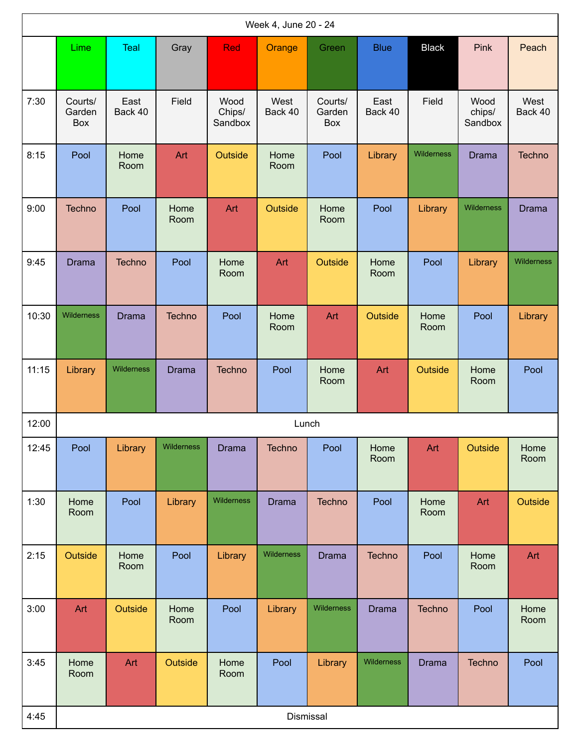| Week 4, June 20 - 24 | | | | | | | | | | |
|---|---|---|---|---|---|---|---|---|---|---|
| | Lime | Teal | Gray | Red | Orange | Green | Blue | Black | Pink | Peach |
| 7:30 | Courts/ Garden Box | East Back 40 | Field | Wood Chips/ Sandbox | West Back 40 | Courts/ Garden Box | East Back 40 | Field | Wood chips/ Sandbox | West Back 40 |
| 8:15 | Pool | Home Room | Art | Outside | Home Room | Pool | Library | Wilderness | Drama | Techno |
| 9:00 | Techno | Pool | Home Room | Art | Outside | Home Room | Pool | Library | Wilderness | Drama |
| 9:45 | Drama | Techno | Pool | Home Room | Art | Outside | Home Room | Pool | Library | Wilderness |
| 10:30 | Wilderness | Drama | Techno | Pool | Home Room | Art | Outside | Home Room | Pool | Library |
| 11:15 | Library | Wilderness | Drama | Techno | Pool | Home Room | Art | Outside | Home Room | Pool |
| 12:00 | Lunch | | | | | | | | | |
| 12:45 | Pool | Library | Wilderness | Drama | Techno | Pool | Home Room | Art | Outside | Home Room |
| 1:30 | Home Room | Pool | Library | Wilderness | Drama | Techno | Pool | Home Room | Art | Outside |
| 2:15 | Outside | Home Room | Pool | Library | Wilderness | Drama | Techno | Pool | Home Room | Art |
| 3:00 | Art | Outside | Home Room | Pool | Library | Wilderness | Drama | Techno | Pool | Home Room |
| 3:45 | Home Room | Art | Outside | Home Room | Pool | Library | Wilderness | Drama | Techno | Pool |
| 4:45 | Dismissal | | | | | | | | | |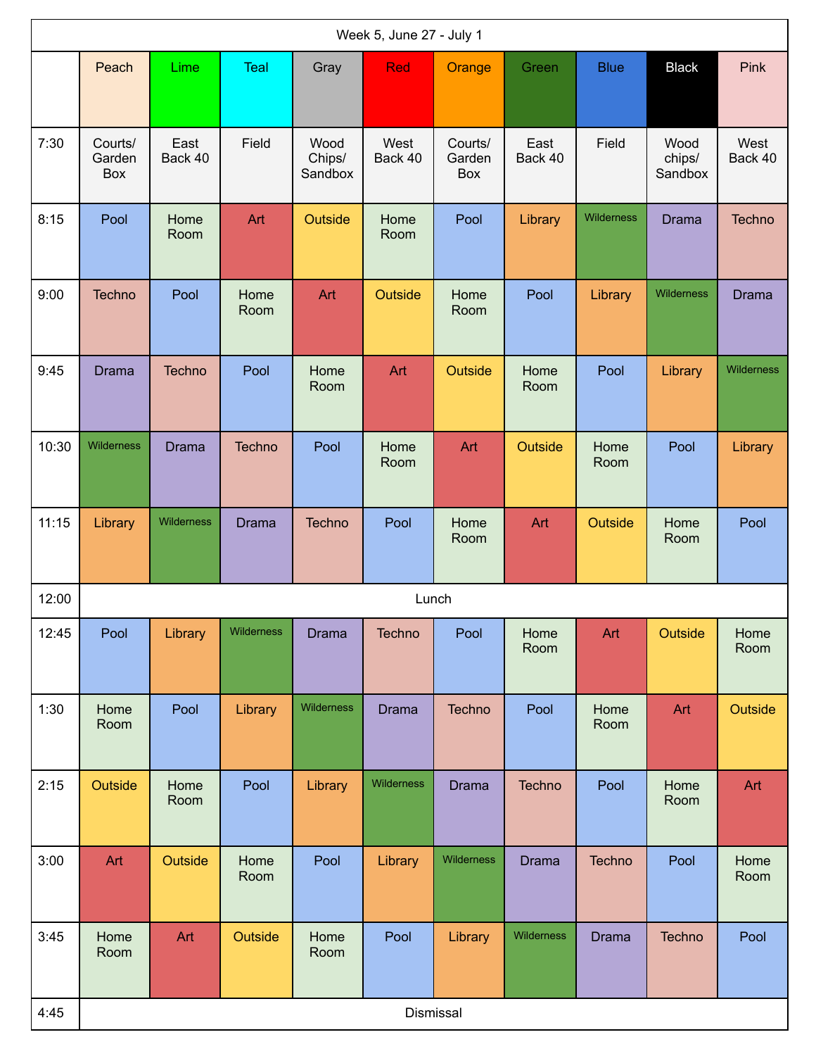| Week 5, June 27 - July 1 | | | | | | | | | | |
|---|---|---|---|---|---|---|---|---|---|---|
| | Peach | Lime | Teal | Gray | Red | Orange | Green | Blue | Black | Pink |
| 7:30 | Courts/ Garden Box | East Back 40 | Field | Wood Chips/ Sandbox | West Back 40 | Courts/ Garden Box | East Back 40 | Field | Wood chips/ Sandbox | West Back 40 |
| 8:15 | Pool | Home Room | Art | Outside | Home Room | Pool | Library | Wilderness | Drama | Techno |
| 9:00 | Techno | Pool | Home Room | Art | Outside | Home Room | Pool | Library | Wilderness | Drama |
| 9:45 | Drama | Techno | Pool | Home Room | Art | Outside | Home Room | Pool | Library | Wilderness |
| 10:30 | Wilderness | Drama | Techno | Pool | Home Room | Art | Outside | Home Room | Pool | Library |
| 11:15 | Library | Wilderness | Drama | Techno | Pool | Home Room | Art | Outside | Home Room | Pool |
| 12:00 | Lunch | | | | | | | | | |
| 12:45 | Pool | Library | Wilderness | Drama | Techno | Pool | Home Room | Art | Outside | Home Room |
| 1:30 | Home Room | Pool | Library | Wilderness | Drama | Techno | Pool | Home Room | Art | Outside |
| 2:15 | Outside | Home Room | Pool | Library | Wilderness | Drama | Techno | Pool | Home Room | Art |
| 3:00 | Art | Outside | Home Room | Pool | Library | Wilderness | Drama | Techno | Pool | Home Room |
| 3:45 | Home Room | Art | Outside | Home Room | Pool | Library | Wilderness | Drama | Techno | Pool |
| 4:45 | Dismissal | | | | | | | | | |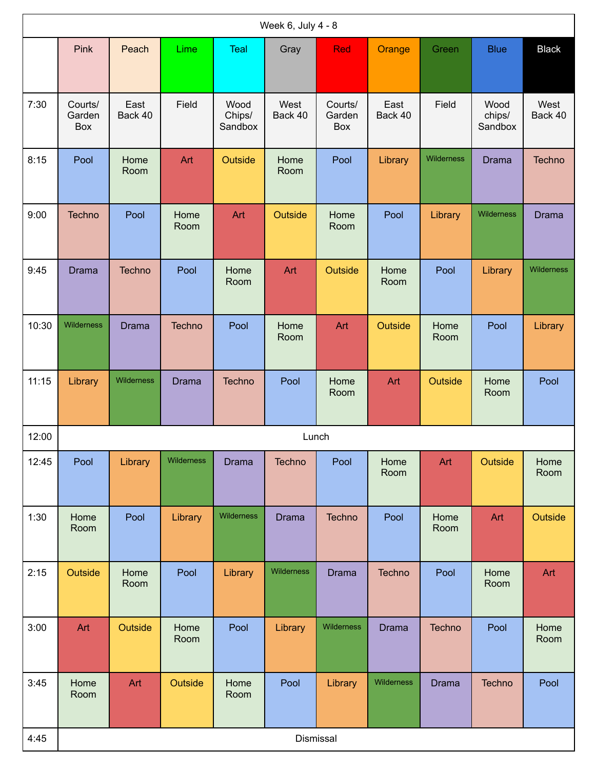| Week 6, July 4 - 8 | | | | | | | | | | |
|---|---|---|---|---|---|---|---|---|---|---|
| | Pink | Peach | Lime | Teal | Gray | Red | Orange | Green | Blue | Black |
| 7:30 | Courts/ Garden Box | East Back 40 | Field | Wood Chips/ Sandbox | West Back 40 | Courts/ Garden Box | East Back 40 | Field | Wood chips/ Sandbox | West Back 40 |
| 8:15 | Pool | Home Room | Art | Outside | Home Room | Pool | Library | Wilderness | Drama | Techno |
| 9:00 | Techno | Pool | Home Room | Art | Outside | Home Room | Pool | Library | Wilderness | Drama |
| 9:45 | Drama | Techno | Pool | Home Room | Art | Outside | Home Room | Pool | Library | Wilderness |
| 10:30 | Wilderness | Drama | Techno | Pool | Home Room | Art | Outside | Home Room | Pool | Library |
| 11:15 | Library | Wilderness | Drama | Techno | Pool | Home Room | Art | Outside | Home Room | Pool |
| 12:00 | Lunch | | | | | | | | | |
| 12:45 | Pool | Library | Wilderness | Drama | Techno | Pool | Home Room | Art | Outside | Home Room |
| 1:30 | Home Room | Pool | Library | Wilderness | Drama | Techno | Pool | Home Room | Art | Outside |
| 2:15 | Outside | Home Room | Pool | Library | Wilderness | Drama | Techno | Pool | Home Room | Art |
| 3:00 | Art | Outside | Home Room | Pool | Library | Wilderness | Drama | Techno | Pool | Home Room |
| 3:45 | Home Room | Art | Outside | Home Room | Pool | Library | Wilderness | Drama | Techno | Pool |
| 4:45 | Dismissal | | | | | | | | | |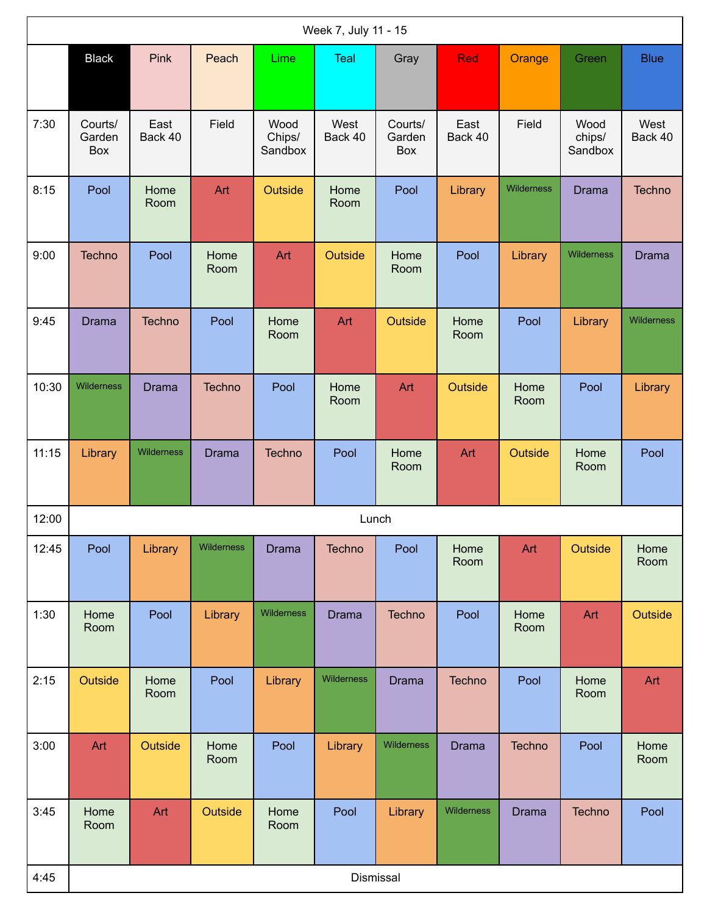| Week 7, July 11 - 15 | | | | | | | | | | |
|---|---|---|---|---|---|---|---|---|---|---|
| | Black | Pink | Peach | Lime | Teal | Gray | Red | Orange | Green | Blue |
| 7:30 | Courts/ Garden Box | East Back 40 | Field | Wood Chips/ Sandbox | West Back 40 | Courts/ Garden Box | East Back 40 | Field | Wood chips/ Sandbox | West Back 40 |
| 8:15 | Pool | Home Room | Art | Outside | Home Room | Pool | Library | Wilderness | Drama | Techno |
| 9:00 | Techno | Pool | Home Room | Art | Outside | Home Room | Pool | Library | Wilderness | Drama |
| 9:45 | Drama | Techno | Pool | Home Room | Art | Outside | Home Room | Pool | Library | Wilderness |
| 10:30 | Wilderness | Drama | Techno | Pool | Home Room | Art | Outside | Home Room | Pool | Library |
| 11:15 | Library | Wilderness | Drama | Techno | Pool | Home Room | Art | Outside | Home Room | Pool |
| 12:00 | Lunch | | | | | | | | | |
| 12:45 | Pool | Library | Wilderness | Drama | Techno | Pool | Home Room | Art | Outside | Home Room |
| 1:30 | Home Room | Pool | Library | Wilderness | Drama | Techno | Pool | Home Room | Art | Outside |
| 2:15 | Outside | Home Room | Pool | Library | Wilderness | Drama | Techno | Pool | Home Room | Art |
| 3:00 | Art | Outside | Home Room | Pool | Library | Wilderness | Drama | Techno | Pool | Home Room |
| 3:45 | Home Room | Art | Outside | Home Room | Pool | Library | Wilderness | Drama | Techno | Pool |
| 4:45 | Dismissal | | | | | | | | | |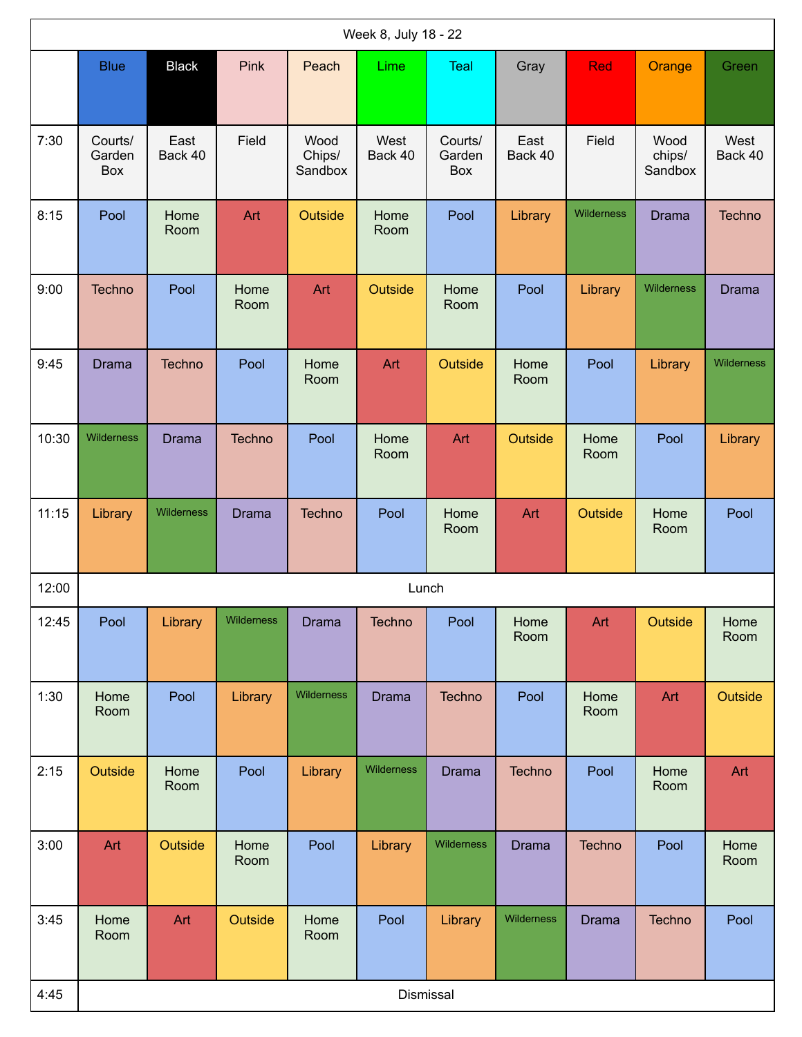| Week 8, July 18 - 22 | | | | | | | | | | |
|---|---|---|---|---|---|---|---|---|---|---|
| | Blue | Black | Pink | Peach | Lime | Teal | Gray | Red | Orange | Green |
| 7:30 | Courts/ Garden Box | East Back 40 | Field | Wood Chips/ Sandbox | West Back 40 | Courts/ Garden Box | East Back 40 | Field | Wood chips/ Sandbox | West Back 40 |
| 8:15 | Pool | Home Room | Art | Outside | Home Room | Pool | Library | Wilderness | Drama | Techno |
| 9:00 | Techno | Pool | Home Room | Art | Outside | Home Room | Pool | Library | Wilderness | Drama |
| 9:45 | Drama | Techno | Pool | Home Room | Art | Outside | Home Room | Pool | Library | Wilderness |
| 10:30 | Wilderness | Drama | Techno | Pool | Home Room | Art | Outside | Home Room | Pool | Library |
| 11:15 | Library | Wilderness | Drama | Techno | Pool | Home Room | Art | Outside | Home Room | Pool |
| 12:00 | Lunch | | | | | | | | | |
| 12:45 | Pool | Library | Wilderness | Drama | Techno | Pool | Home Room | Art | Outside | Home Room |
| 1:30 | Home Room | Pool | Library | Wilderness | Drama | Techno | Pool | Home Room | Art | Outside |
| 2:15 | Outside | Home Room | Pool | Library | Wilderness | Drama | Techno | Pool | Home Room | Art |
| 3:00 | Art | Outside | Home Room | Pool | Library | Wilderness | Drama | Techno | Pool | Home Room |
| 3:45 | Home Room | Art | Outside | Home Room | Pool | Library | Wilderness | Drama | Techno | Pool |
| 4:45 | Dismissal | | | | | | | | | |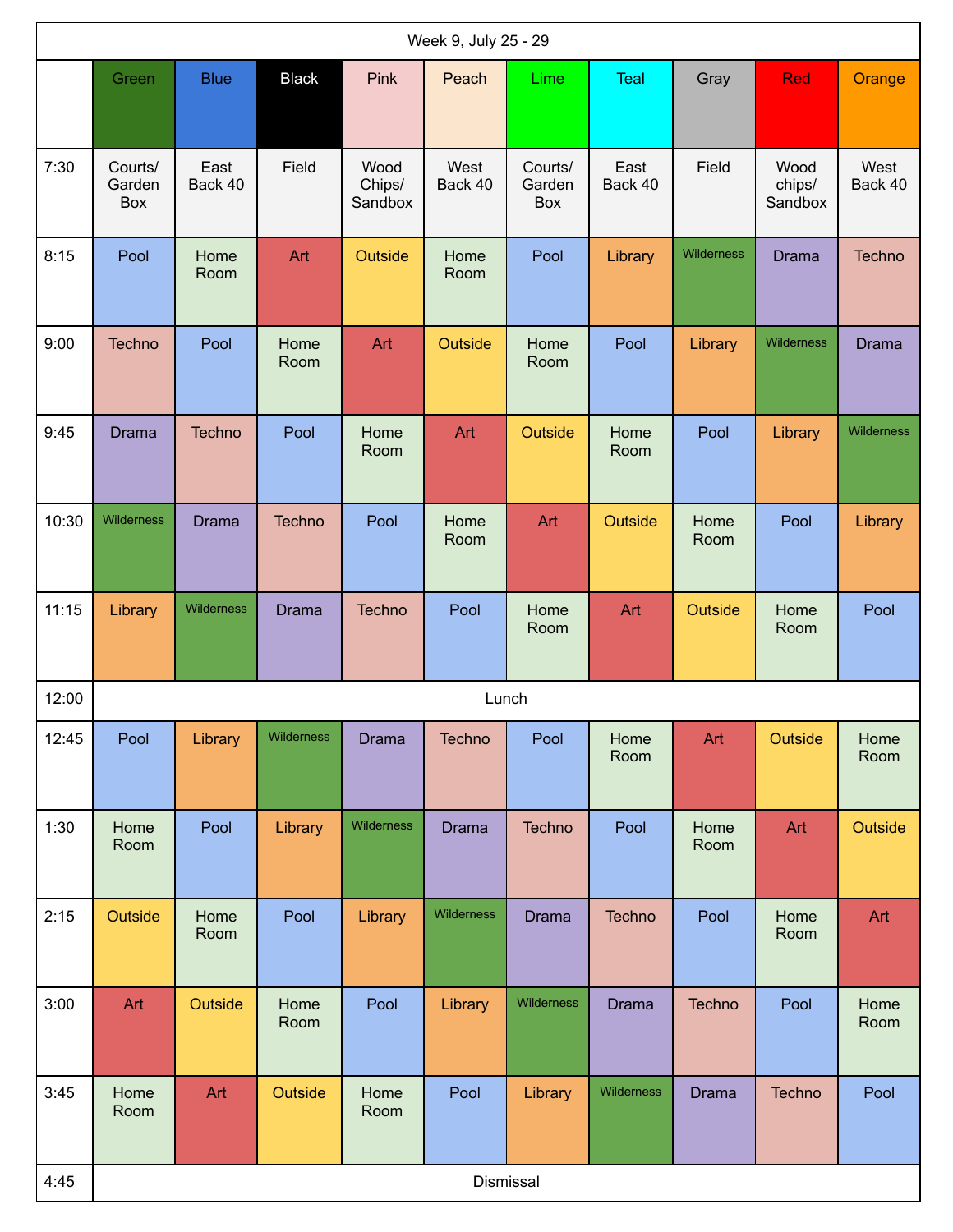| Week 9, July 25 - 29 | | | | | | | | | | |
|---|---|---|---|---|---|---|---|---|---|---|
| | Green | Blue | Black | Pink | Peach | Lime | Teal | Gray | Red | Orange |
| 7:30 | Courts/ Garden Box | East Back 40 | Field | Wood Chips/ Sandbox | West Back 40 | Courts/ Garden Box | East Back 40 | Field | Wood chips/ Sandbox | West Back 40 |
| 8:15 | Pool | Home Room | Art | Outside | Home Room | Pool | Library | Wilderness | Drama | Techno |
| 9:00 | Techno | Pool | Home Room | Art | Outside | Home Room | Pool | Library | Wilderness | Drama |
| 9:45 | Drama | Techno | Pool | Home Room | Art | Outside | Home Room | Pool | Library | Wilderness |
| 10:30 | Wilderness | Drama | Techno | Pool | Home Room | Art | Outside | Home Room | Pool | Library |
| 11:15 | Library | Wilderness | Drama | Techno | Pool | Home Room | Art | Outside | Home Room | Pool |
| 12:00 | Lunch | | | | | | | | | |
| 12:45 | Pool | Library | Wilderness | Drama | Techno | Pool | Home Room | Art | Outside | Home Room |
| 1:30 | Home Room | Pool | Library | Wilderness | Drama | Techno | Pool | Home Room | Art | Outside |
| 2:15 | Outside | Home Room | Pool | Library | Wilderness | Drama | Techno | Pool | Home Room | Art |
| 3:00 | Art | Outside | Home Room | Pool | Library | Wilderness | Drama | Techno | Pool | Home Room |
| 3:45 | Home Room | Art | Outside | Home Room | Pool | Library | Wilderness | Drama | Techno | Pool |
| 4:45 | Dismissal | | | | | | | | | |